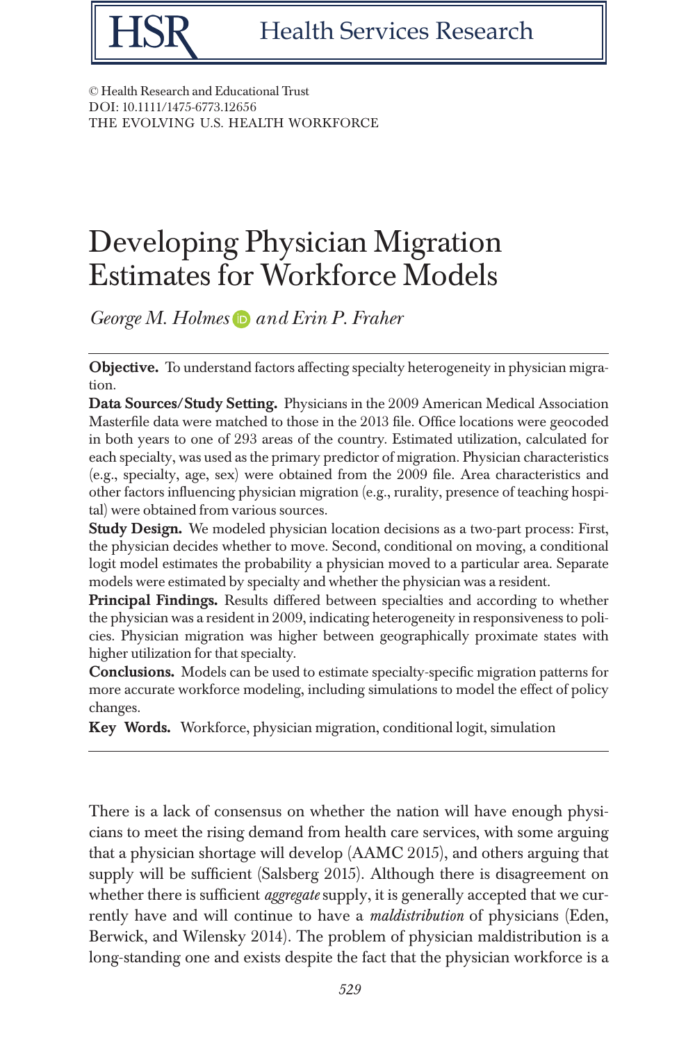© Health Research and Educational Trust
DOI: 10.1111/1475-6773.12656
THE EVOLVING U.S. HEALTH WORKFORCE

# Developing Physician Migration Estimates for Workforce Models

*George M. Holmes and Erin P. Fraher*

**Objective.** To understand factors affecting specialty heterogeneity in physician migration.

**Data Sources/Study Setting.** Physicians in the 2009 American Medical Association Masterfile data were matched to those in the 2013 file. Office locations were geocoded in both years to one of 293 areas of the country. Estimated utilization, calculated for each specialty, was used as the primary predictor of migration. Physician characteristics (e.g., specialty, age, sex) were obtained from the 2009 file. Area characteristics and other factors influencing physician migration (e.g., rurality, presence of teaching hospital) were obtained from various sources.

**Study Design.** We modeled physician location decisions as a two-part process: First, the physician decides whether to move. Second, conditional on moving, a conditional logit model estimates the probability a physician moved to a particular area. Separate models were estimated by specialty and whether the physician was a resident.

**Principal Findings.** Results differed between specialties and according to whether the physician was a resident in 2009, indicating heterogeneity in responsiveness to policies. Physician migration was higher between geographically proximate states with higher utilization for that specialty.

**Conclusions.** Models can be used to estimate specialty-specific migration patterns for more accurate workforce modeling, including simulations to model the effect of policy changes.

**Key Words.** Workforce, physician migration, conditional logit, simulation

There is a lack of consensus on whether the nation will have enough physicians to meet the rising demand from health care services, with some arguing that a physician shortage will develop (AAMC 2015), and others arguing that supply will be sufficient (Salsberg 2015). Although there is disagreement on whether there is sufficient *aggregate* supply, it is generally accepted that we currently have and will continue to have a *maldistribution* of physicians (Eden, Berwick, and Wilensky 2014). The problem of physician maldistribution is a long-standing one and exists despite the fact that the physician workforce is a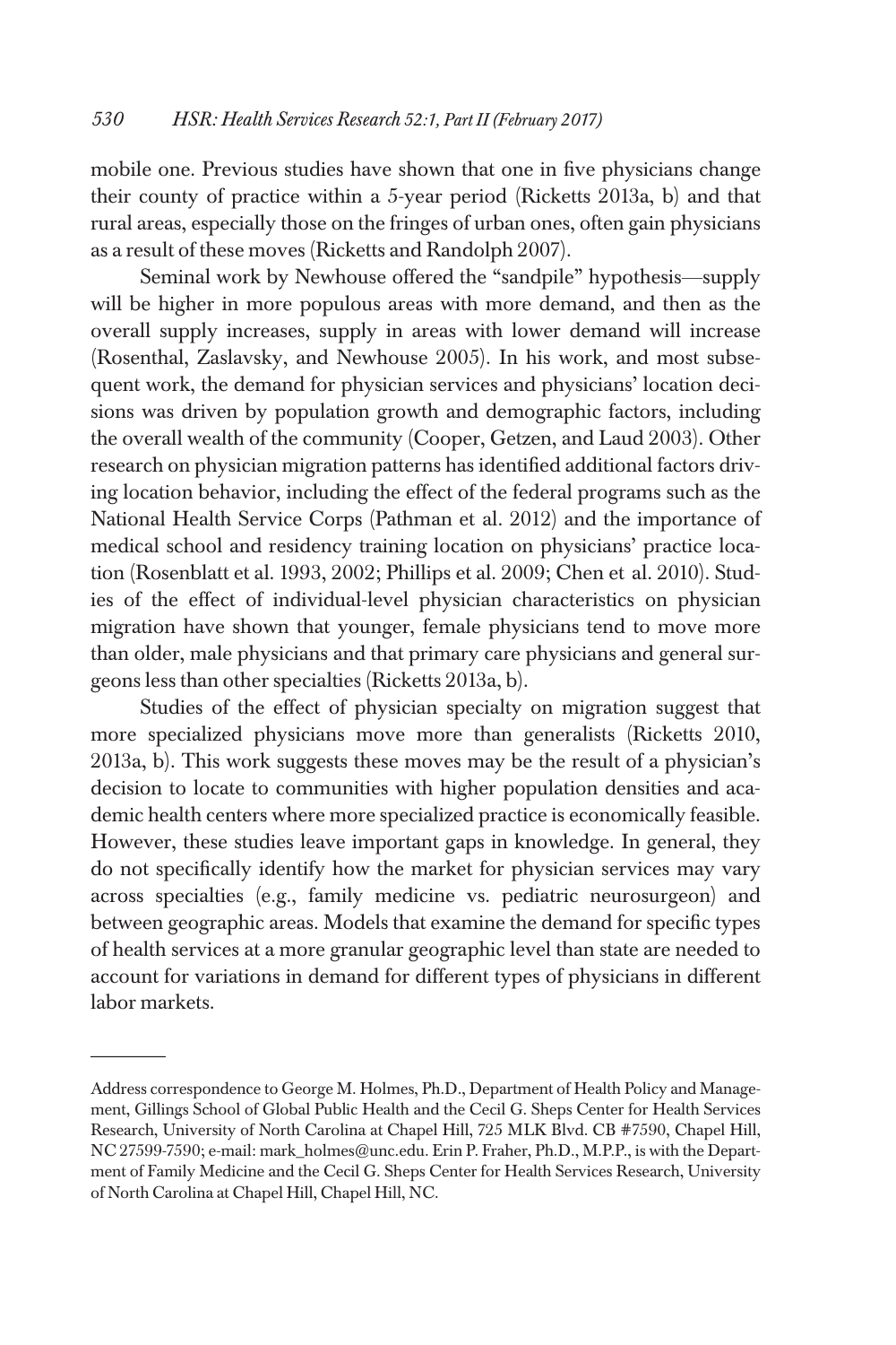mobile one. Previous studies have shown that one in five physicians change their county of practice within a 5-year period (Ricketts 2013a, b) and that rural areas, especially those on the fringes of urban ones, often gain physicians as a result of these moves (Ricketts and Randolph 2007).

Seminal work by Newhouse offered the "sandpile" hypothesis—supply will be higher in more populous areas with more demand, and then as the overall supply increases, supply in areas with lower demand will increase (Rosenthal, Zaslavsky, and Newhouse 2005). In his work, and most subsequent work, the demand for physician services and physicians' location decisions was driven by population growth and demographic factors, including the overall wealth of the community (Cooper, Getzen, and Laud 2003). Other research on physician migration patterns has identified additional factors driving location behavior, including the effect of the federal programs such as the National Health Service Corps (Pathman et al. 2012) and the importance of medical school and residency training location on physicians' practice location (Rosenblatt et al. 1993, 2002; Phillips et al. 2009; Chen et al. 2010). Studies of the effect of individual-level physician characteristics on physician migration have shown that younger, female physicians tend to move more than older, male physicians and that primary care physicians and general surgeons less than other specialties (Ricketts 2013a, b).

Studies of the effect of physician specialty on migration suggest that more specialized physicians move more than generalists (Ricketts 2010, 2013a, b). This work suggests these moves may be the result of a physician's decision to locate to communities with higher population densities and academic health centers where more specialized practice is economically feasible. However, these studies leave important gaps in knowledge. In general, they do not specifically identify how the market for physician services may vary across specialties (e.g., family medicine vs. pediatric neurosurgeon) and between geographic areas. Models that examine the demand for specific types of health services at a more granular geographic level than state are needed to account for variations in demand for different types of physicians in different labor markets.

---

Address correspondence to George M. Holmes, Ph.D., Department of Health Policy and Management, Gillings School of Global Public Health and the Cecil G. Sheps Center for Health Services Research, University of North Carolina at Chapel Hill, 725 MLK Blvd. CB #7590, Chapel Hill, NC 27599-7590; e-mail: mark_holmes@unc.edu. Erin P. Fraher, Ph.D., M.P.P., is with the Department of Family Medicine and the Cecil G. Sheps Center for Health Services Research, University of North Carolina at Chapel Hill, Chapel Hill, NC.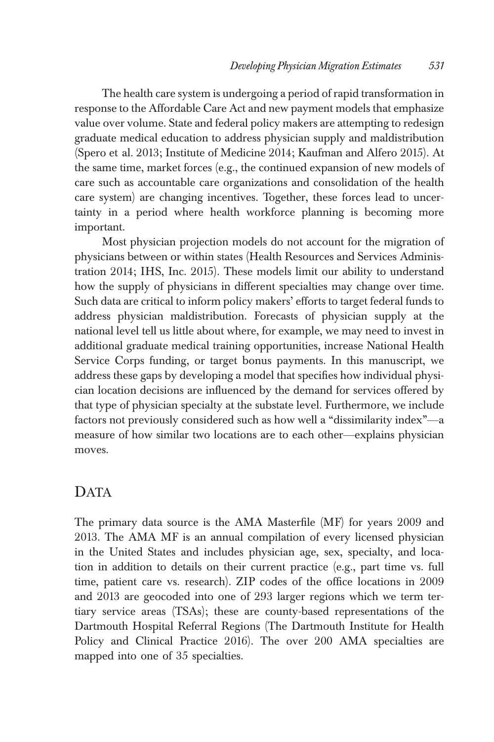The health care system is undergoing a period of rapid transformation in response to the Affordable Care Act and new payment models that emphasize value over volume. State and federal policy makers are attempting to redesign graduate medical education to address physician supply and maldistribution (Spero et al. 2013; Institute of Medicine 2014; Kaufman and Alfero 2015). At the same time, market forces (e.g., the continued expansion of new models of care such as accountable care organizations and consolidation of the health care system) are changing incentives. Together, these forces lead to uncertainty in a period where health workforce planning is becoming more important.

Most physician projection models do not account for the migration of physicians between or within states (Health Resources and Services Administration 2014; IHS, Inc. 2015). These models limit our ability to understand how the supply of physicians in different specialties may change over time. Such data are critical to inform policy makers' efforts to target federal funds to address physician maldistribution. Forecasts of physician supply at the national level tell us little about where, for example, we may need to invest in additional graduate medical training opportunities, increase National Health Service Corps funding, or target bonus payments. In this manuscript, we address these gaps by developing a model that specifies how individual physician location decisions are influenced by the demand for services offered by that type of physician specialty at the substate level. Furthermore, we include factors not previously considered such as how well a "dissimilarity index"—a measure of how similar two locations are to each other—explains physician moves.

## Data

The primary data source is the AMA Masterfile (MF) for years 2009 and 2013. The AMA MF is an annual compilation of every licensed physician in the United States and includes physician age, sex, specialty, and location in addition to details on their current practice (e.g., part time vs. full time, patient care vs. research). ZIP codes of the office locations in 2009 and 2013 are geocoded into one of 293 larger regions which we term tertiary service areas (TSAs); these are county-based representations of the Dartmouth Hospital Referral Regions (The Dartmouth Institute for Health Policy and Clinical Practice 2016). The over 200 AMA specialties are mapped into one of 35 specialties.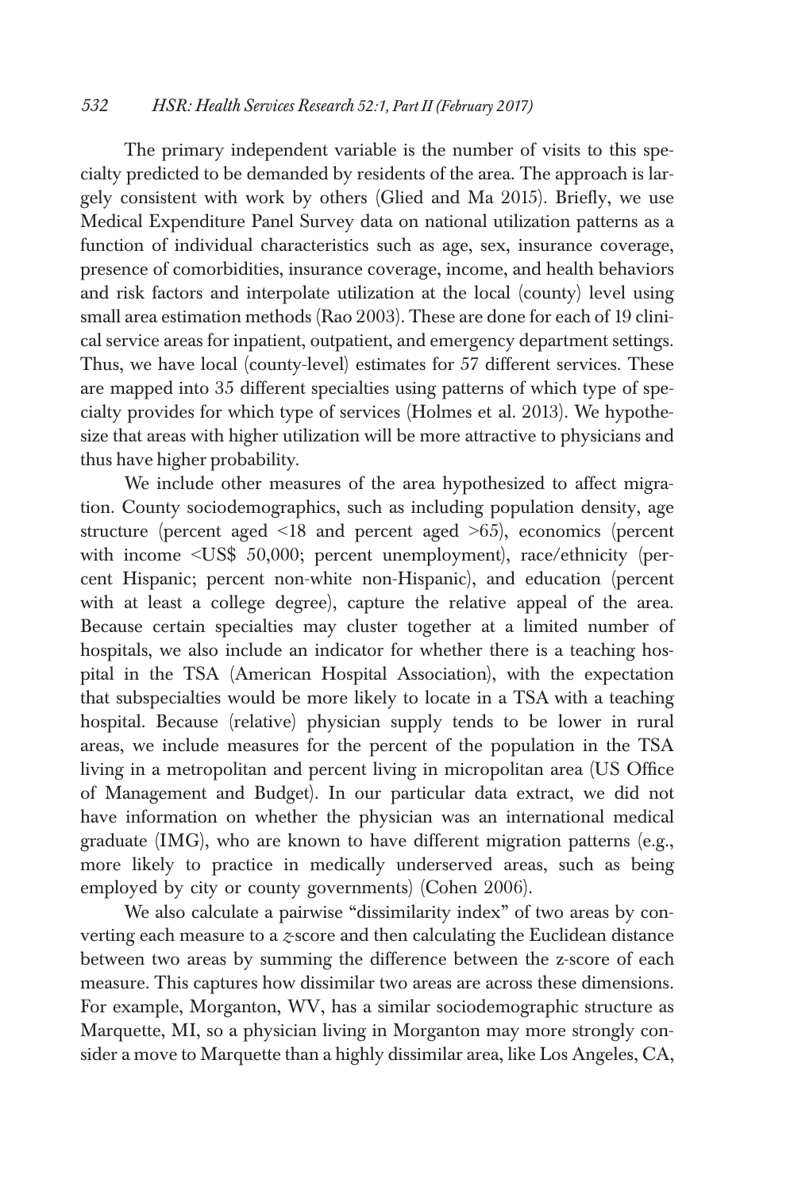The primary independent variable is the number of visits to this specialty predicted to be demanded by residents of the area. The approach is largely consistent with work by others (Glied and Ma 2015). Briefly, we use Medical Expenditure Panel Survey data on national utilization patterns as a function of individual characteristics such as age, sex, insurance coverage, presence of comorbidities, insurance coverage, income, and health behaviors and risk factors and interpolate utilization at the local (county) level using small area estimation methods (Rao 2003). These are done for each of 19 clinical service areas for inpatient, outpatient, and emergency department settings. Thus, we have local (county-level) estimates for 57 different services. These are mapped into 35 different specialties using patterns of which type of specialty provides for which type of services (Holmes et al. 2013). We hypothesize that areas with higher utilization will be more attractive to physicians and thus have higher probability.

We include other measures of the area hypothesized to affect migration. County sociodemographics, such as including population density, age structure (percent aged <18 and percent aged >65), economics (percent with income <US$ 50,000; percent unemployment), race/ethnicity (percent Hispanic; percent non-white non-Hispanic), and education (percent with at least a college degree), capture the relative appeal of the area. Because certain specialties may cluster together at a limited number of hospitals, we also include an indicator for whether there is a teaching hospital in the TSA (American Hospital Association), with the expectation that subspecialties would be more likely to locate in a TSA with a teaching hospital. Because (relative) physician supply tends to be lower in rural areas, we include measures for the percent of the population in the TSA living in a metropolitan and percent living in micropolitan area (US Office of Management and Budget). In our particular data extract, we did not have information on whether the physician was an international medical graduate (IMG), who are known to have different migration patterns (e.g., more likely to practice in medically underserved areas, such as being employed by city or county governments) (Cohen 2006).

We also calculate a pairwise "dissimilarity index" of two areas by converting each measure to a *z*-score and then calculating the Euclidean distance between two areas by summing the difference between the z-score of each measure. This captures how dissimilar two areas are across these dimensions. For example, Morganton, WV, has a similar sociodemographic structure as Marquette, MI, so a physician living in Morganton may more strongly consider a move to Marquette than a highly dissimilar area, like Los Angeles, CA,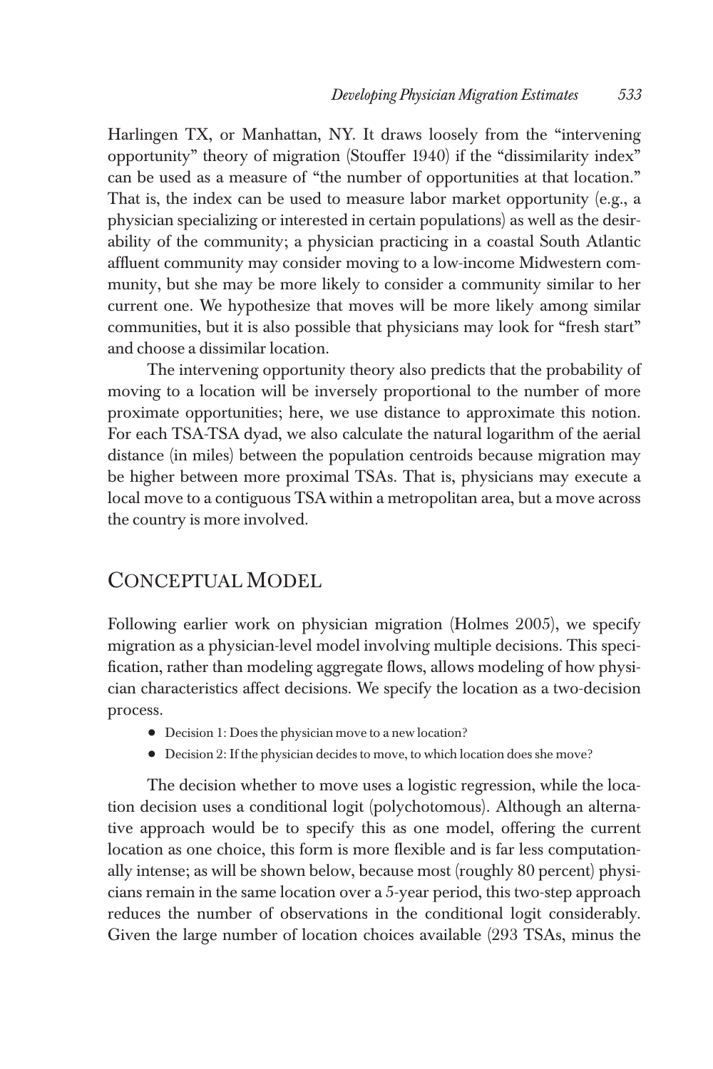Harlingen TX, or Manhattan, NY. It draws loosely from the "intervening opportunity" theory of migration (Stouffer 1940) if the "dissimilarity index" can be used as a measure of "the number of opportunities at that location." That is, the index can be used to measure labor market opportunity (e.g., a physician specializing or interested in certain populations) as well as the desirability of the community; a physician practicing in a coastal South Atlantic affluent community may consider moving to a low-income Midwestern community, but she may be more likely to consider a community similar to her current one. We hypothesize that moves will be more likely among similar communities, but it is also possible that physicians may look for "fresh start" and choose a dissimilar location.

The intervening opportunity theory also predicts that the probability of moving to a location will be inversely proportional to the number of more proximate opportunities; here, we use distance to approximate this notion. For each TSA-TSA dyad, we also calculate the natural logarithm of the aerial distance (in miles) between the population centroids because migration may be higher between more proximal TSAs. That is, physicians may execute a local move to a contiguous TSA within a metropolitan area, but a move across the country is more involved.

## Conceptual Model

Following earlier work on physician migration (Holmes 2005), we specify migration as a physician-level model involving multiple decisions. This specification, rather than modeling aggregate flows, allows modeling of how physician characteristics affect decisions. We specify the location as a two-decision process.

- Decision 1: Does the physician move to a new location?
- Decision 2: If the physician decides to move, to which location does she move?

The decision whether to move uses a logistic regression, while the location decision uses a conditional logit (polychotomous). Although an alternative approach would be to specify this as one model, offering the current location as one choice, this form is more flexible and is far less computationally intense; as will be shown below, because most (roughly 80 percent) physicians remain in the same location over a 5-year period, this two-step approach reduces the number of observations in the conditional logit considerably. Given the large number of location choices available (293 TSAs, minus the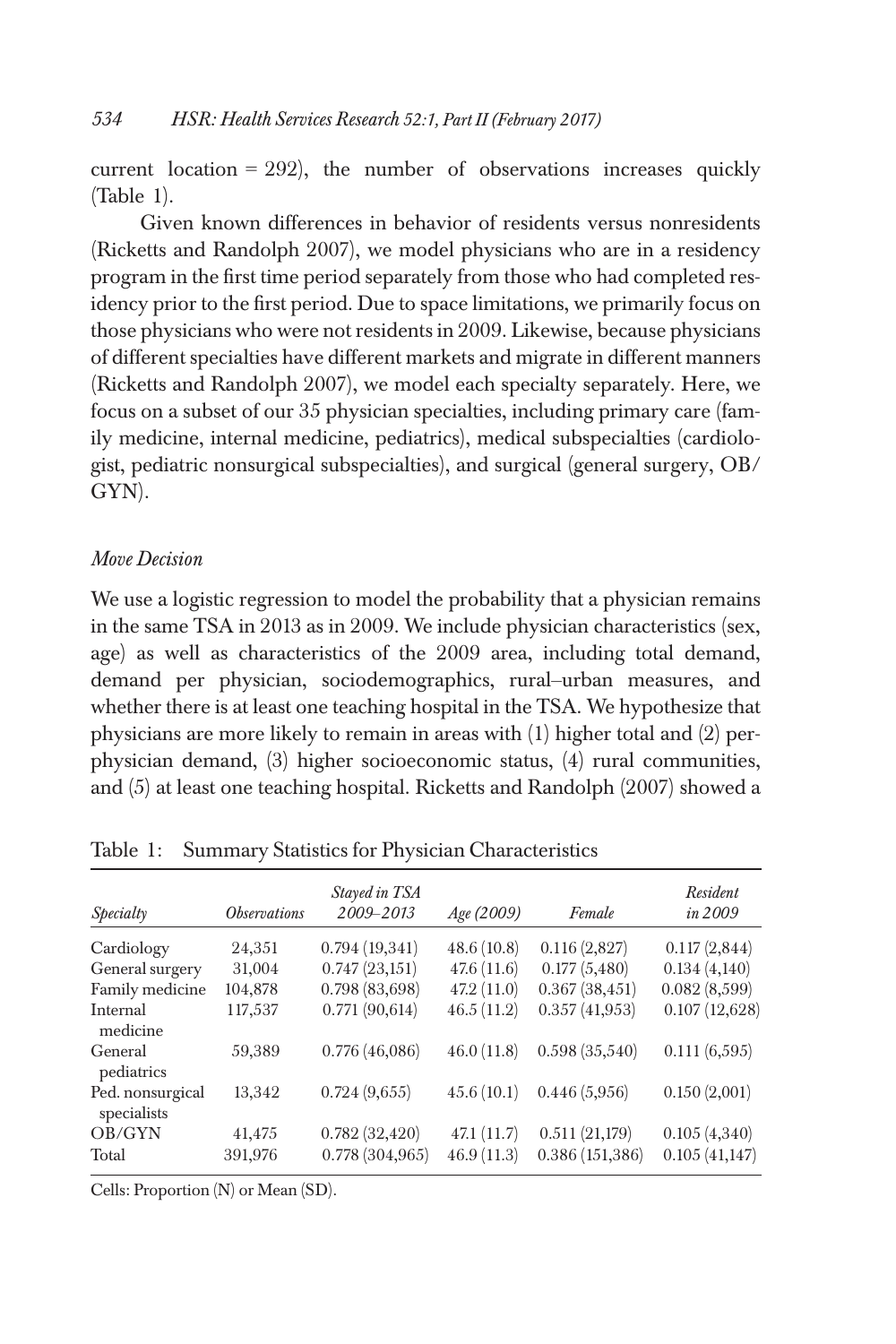current location = 292), the number of observations increases quickly (Table 1).

Given known differences in behavior of residents versus nonresidents (Ricketts and Randolph 2007), we model physicians who are in a residency program in the first time period separately from those who had completed residency prior to the first period. Due to space limitations, we primarily focus on those physicians who were not residents in 2009. Likewise, because physicians of different specialties have different markets and migrate in different manners (Ricketts and Randolph 2007), we model each specialty separately. Here, we focus on a subset of our 35 physician specialties, including primary care (family medicine, internal medicine, pediatrics), medical subspecialties (cardiologist, pediatric nonsurgical subspecialties), and surgical (general surgery, OB/GYN).

*Move Decision*

We use a logistic regression to model the probability that a physician remains in the same TSA in 2013 as in 2009. We include physician characteristics (sex, age) as well as characteristics of the 2009 area, including total demand, demand per physician, sociodemographics, rural–urban measures, and whether there is at least one teaching hospital in the TSA. We hypothesize that physicians are more likely to remain in areas with (1) higher total and (2) per-physician demand, (3) higher socioeconomic status, (4) rural communities, and (5) at least one teaching hospital. Ricketts and Randolph (2007) showed a

Table 1: Summary Statistics for Physician Characteristics

| *Specialty* | *Observations* | *Stayed in TSA 2009–2013* | *Age (2009)* | *Female* | *Resident in 2009* |
|---|---|---|---|---|---|
| Cardiology | 24,351 | 0.794 (19,341) | 48.6 (10.8) | 0.116 (2,827) | 0.117 (2,844) |
| General surgery | 31,004 | 0.747 (23,151) | 47.6 (11.6) | 0.177 (5,480) | 0.134 (4,140) |
| Family medicine | 104,878 | 0.798 (83,698) | 47.2 (11.0) | 0.367 (38,451) | 0.082 (8,599) |
| Internal medicine | 117,537 | 0.771 (90,614) | 46.5 (11.2) | 0.357 (41,953) | 0.107 (12,628) |
| General pediatrics | 59,389 | 0.776 (46,086) | 46.0 (11.8) | 0.598 (35,540) | 0.111 (6,595) |
| Ped. nonsurgical specialists | 13,342 | 0.724 (9,655) | 45.6 (10.1) | 0.446 (5,956) | 0.150 (2,001) |
| OB/GYN | 41,475 | 0.782 (32,420) | 47.1 (11.7) | 0.511 (21,179) | 0.105 (4,340) |
| Total | 391,976 | 0.778 (304,965) | 46.9 (11.3) | 0.386 (151,386) | 0.105 (41,147) |

Cells: Proportion (N) or Mean (SD).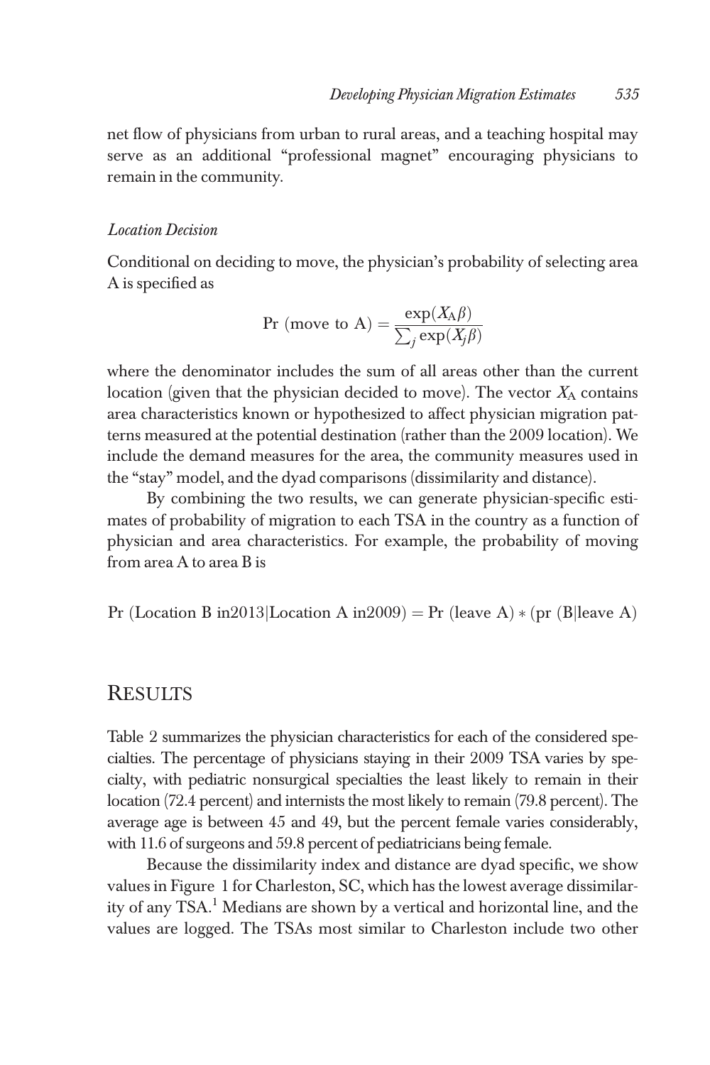net flow of physicians from urban to rural areas, and a teaching hospital may serve as an additional "professional magnet" encouraging physicians to remain in the community.

### *Location Decision*

Conditional on deciding to move, the physician's probability of selecting area A is specified as

$$\text{Pr (move to A)} = \frac{\exp(X_A\beta)}{\sum_j \exp(X_j\beta)}$$

where the denominator includes the sum of all areas other than the current location (given that the physician decided to move). The vector $X_A$ contains area characteristics known or hypothesized to affect physician migration patterns measured at the potential destination (rather than the 2009 location). We include the demand measures for the area, the community measures used in the "stay" model, and the dyad comparisons (dissimilarity and distance).

By combining the two results, we can generate physician-specific estimates of probability of migration to each TSA in the country as a function of physician and area characteristics. For example, the probability of moving from area A to area B is

$$\text{Pr (Location B in2013|Location A in2009)} = \text{Pr (leave A)} * (\text{pr (B|leave A)}$$

## Results

Table 2 summarizes the physician characteristics for each of the considered specialties. The percentage of physicians staying in their 2009 TSA varies by specialty, with pediatric nonsurgical specialties the least likely to remain in their location (72.4 percent) and internists the most likely to remain (79.8 percent). The average age is between 45 and 49, but the percent female varies considerably, with 11.6 of surgeons and 59.8 percent of pediatricians being female.

Because the dissimilarity index and distance are dyad specific, we show values in Figure 1 for Charleston, SC, which has the lowest average dissimilarity of any TSA.[1] Medians are shown by a vertical and horizontal line, and the values are logged. The TSAs most similar to Charleston include two other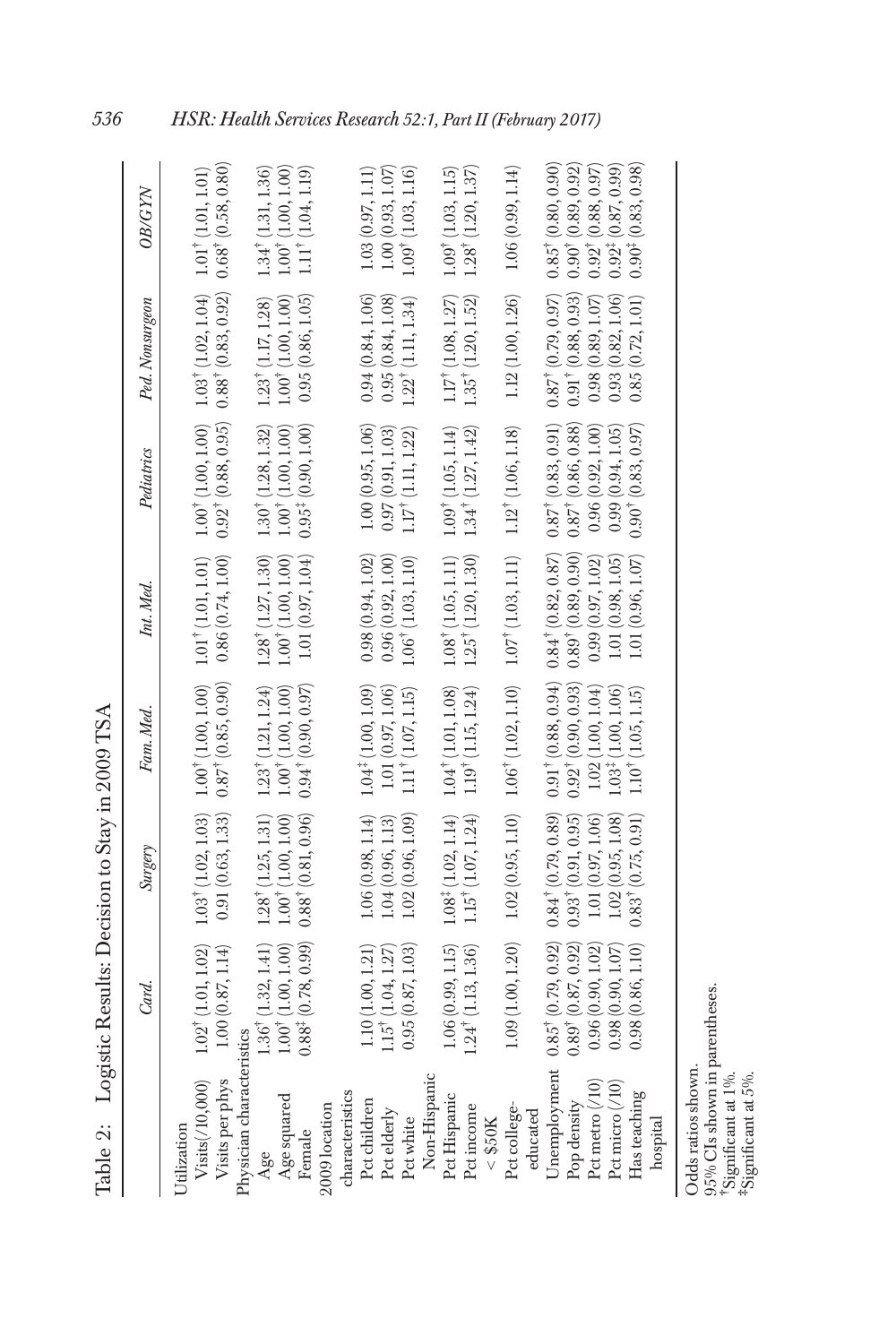Table 2: Logistic Results: Decision to Stay in 2009 TSA

| | Card. | Surgery | Fam. Med. | Int. Med. | Pediatrics | Ped. Nonsurgeon | OB/GYN |
|---|---|---|---|---|---|---|---|
| Utilization | | | | | | | |
| Visits(/10,000) | 1.02[†] (1.01, 1.02) | 1.03[†] (1.02, 1.03) | 1.00[†] (1.00, 1.00) | 1.01[†] (1.01, 1.01) | 1.00[†] (1.00, 1.00) | 1.03[†] (1.02, 1.04) | 1.01[†] (1.01, 1.01) |
| Visits per phys | 1.00 (0.87, 1.14) | 0.91 (0.63, 1.33) | 0.87[†] (0.85, 0.90) | 0.86 (0.74, 1.00) | 0.92[†] (0.88, 0.95) | 0.88[†] (0.83, 0.92) | 0.68[†] (0.58, 0.80) |
| Physician characteristics | | | | | | | |
| Age | 1.36[†] (1.32, 1.41) | 1.28[†] (1.25, 1.31) | 1.23[†] (1.21, 1.24) | 1.28[†] (1.27, 1.30) | 1.30[†] (1.28, 1.32) | 1.23[†] (1.17, 1.28) | 1.34[†] (1.31, 1.36) |
| Age squared | 1.00[†] (1.00, 1.00) | 1.00[†] (1.00, 1.00) | 1.00[†] (1.00, 1.00) | 1.00[†] (1.00, 1.00) | 1.00[†] (1.00, 1.00) | 1.00[†] (1.00, 1.00) | 1.00[†] (1.00, 1.00) |
| Female | 0.88[‡] (0.78, 0.99) | 0.88[†] (0.81, 0.96) | 0.94[†] (0.90, 0.97) | 1.01 (0.97, 1.04) | 0.95[‡] (0.90, 1.00) | 0.95 (0.86, 1.05) | 1.11[†] (1.04, 1.19) |
| 2009 location characteristics | | | | | | | |
| Pct children | 1.10 (1.00, 1.21) | 1.06 (0.98, 1.14) | 1.04[‡] (1.00, 1.09) | 0.98 (0.94, 1.02) | 1.00 (0.95, 1.06) | 0.94 (0.84, 1.06) | 1.03 (0.97, 1.11) |
| Pct elderly | 1.15[†] (1.04, 1.27) | 1.04 (0.96, 1.13) | 1.01 (0.97, 1.06) | 0.96 (0.92, 1.00) | 0.97 (0.91, 1.03) | 0.95 (0.84, 1.08) | 1.00 (0.93, 1.07) |
| Pct white Non-Hispanic | 0.95 (0.87, 1.03) | 1.02 (0.96, 1.09) | 1.11[†] (1.07, 1.15) | 1.06[†] (1.03, 1.10) | 1.17[†] (1.11, 1.22) | 1.22[†] (1.11, 1.34) | 1.09[†] (1.03, 1.16) |
| Pct Hispanic | 1.06 (0.99, 1.15) | 1.08[‡] (1.02, 1.14) | 1.04[†] (1.01, 1.08) | 1.08[†] (1.05, 1.11) | 1.09[†] (1.05, 1.14) | 1.17[†] (1.08, 1.27) | 1.09[†] (1.03, 1.15) |
| Pct income < $50K | 1.24[†] (1.13, 1.36) | 1.15[†] (1.07, 1.24) | 1.19[†] (1.15, 1.24) | 1.25[†] (1.20, 1.30) | 1.34[†] (1.27, 1.42) | 1.35[†] (1.20, 1.52) | 1.28[†] (1.20, 1.37) |
| Pct college-educated | 1.09 (1.00, 1.20) | 1.02 (0.95, 1.10) | 1.06[†] (1.02, 1.10) | 1.07[†] (1.03, 1.11) | 1.12[†] (1.06, 1.18) | 1.12 (1.00, 1.26) | 1.06 (0.99, 1.14) |
| Unemployment | 0.85[†] (0.79, 0.92) | 0.84[†] (0.79, 0.89) | 0.91[†] (0.88, 0.94) | 0.84[†] (0.82, 0.87) | 0.87[†] (0.83, 0.91) | 0.87[†] (0.79, 0.97) | 0.85[†] (0.80, 0.90) |
| Pop density | 0.89[†] (0.87, 0.92) | 0.93[†] (0.91, 0.95) | 0.92[†] (0.90, 0.93) | 0.89[†] (0.89, 0.90) | 0.87[†] (0.86, 0.88) | 0.91[†] (0.88, 0.93) | 0.90[†] (0.89, 0.92) |
| Pct metro (/10) | 0.96 (0.90, 1.02) | 1.01 (0.97, 1.06) | 1.02 (1.00, 1.04) | 0.99 (0.97, 1.02) | 0.96 (0.92, 1.00) | 0.98 (0.89, 1.07) | 0.92[†] (0.88, 0.97) |
| Pct micro (/10) | 0.98 (0.90, 1.07) | 1.02 (0.95, 1.08) | 1.03[‡] (1.00, 1.06) | 1.01 (0.98, 1.05) | 0.99 (0.94, 1.05) | 0.93 (0.82, 1.06) | 0.92[‡] (0.87, 0.99) |
| Has teaching hospital | 0.98 (0.86, 1.10) | 0.83[†] (0.75, 0.91) | 1.10[†] (1.05, 1.15) | 1.01 (0.96, 1.07) | 0.90[†] (0.83, 0.97) | 0.85 (0.72, 1.01) | 0.90[‡] (0.83, 0.98) |

Odds ratios shown.
95% CIs shown in parentheses.
[†]Significant at 1%.
[‡]Significant at 5%.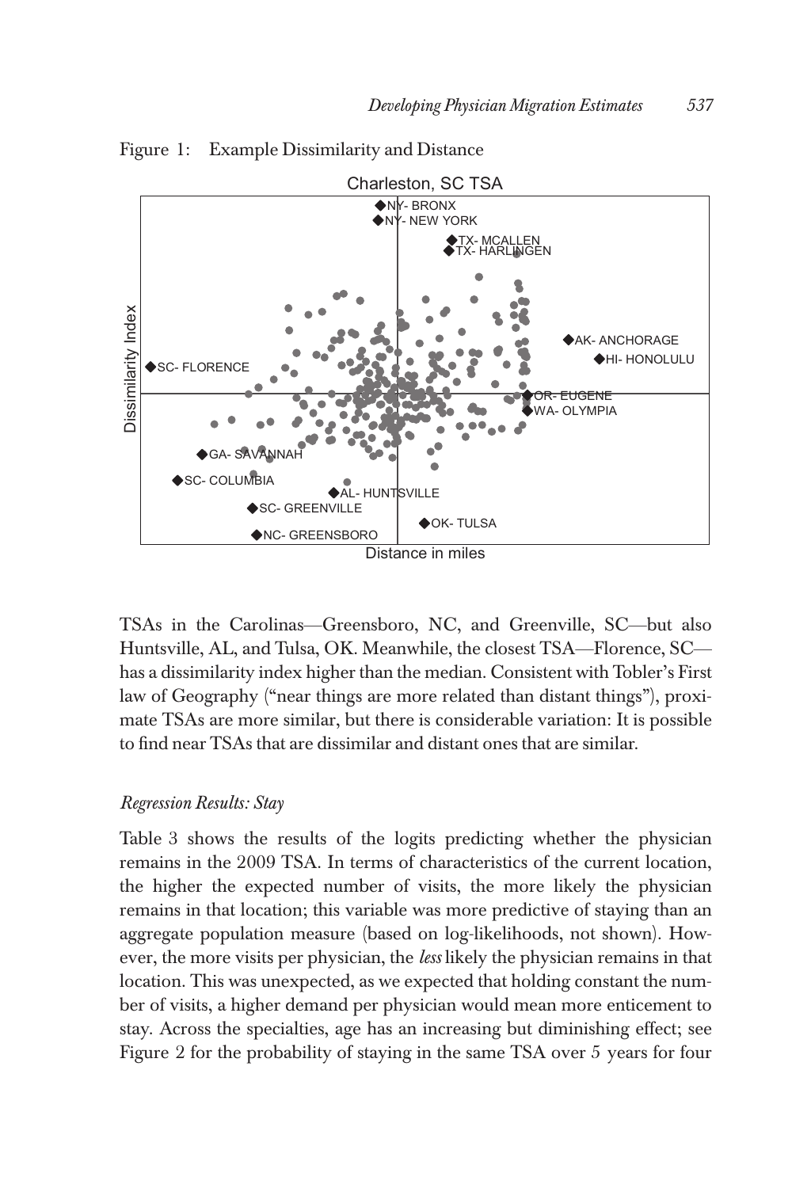Figure 1: Example Dissimilarity and Distance

TSAs in the Carolinas—Greensboro, NC, and Greenville, SC—but also Huntsville, AL, and Tulsa, OK. Meanwhile, the closest TSA—Florence, SC—has a dissimilarity index higher than the median. Consistent with Tobler's First law of Geography ("near things are more related than distant things"), proximate TSAs are more similar, but there is considerable variation: It is possible to find near TSAs that are dissimilar and distant ones that are similar.

### *Regression Results: Stay*

Table 3 shows the results of the logits predicting whether the physician remains in the 2009 TSA. In terms of characteristics of the current location, the higher the expected number of visits, the more likely the physician remains in that location; this variable was more predictive of staying than an aggregate population measure (based on log-likelihoods, not shown). However, the more visits per physician, the *less* likely the physician remains in that location. This was unexpected, as we expected that holding constant the number of visits, a higher demand per physician would mean more enticement to stay. Across the specialties, age has an increasing but diminishing effect; see Figure 2 for the probability of staying in the same TSA over 5 years for four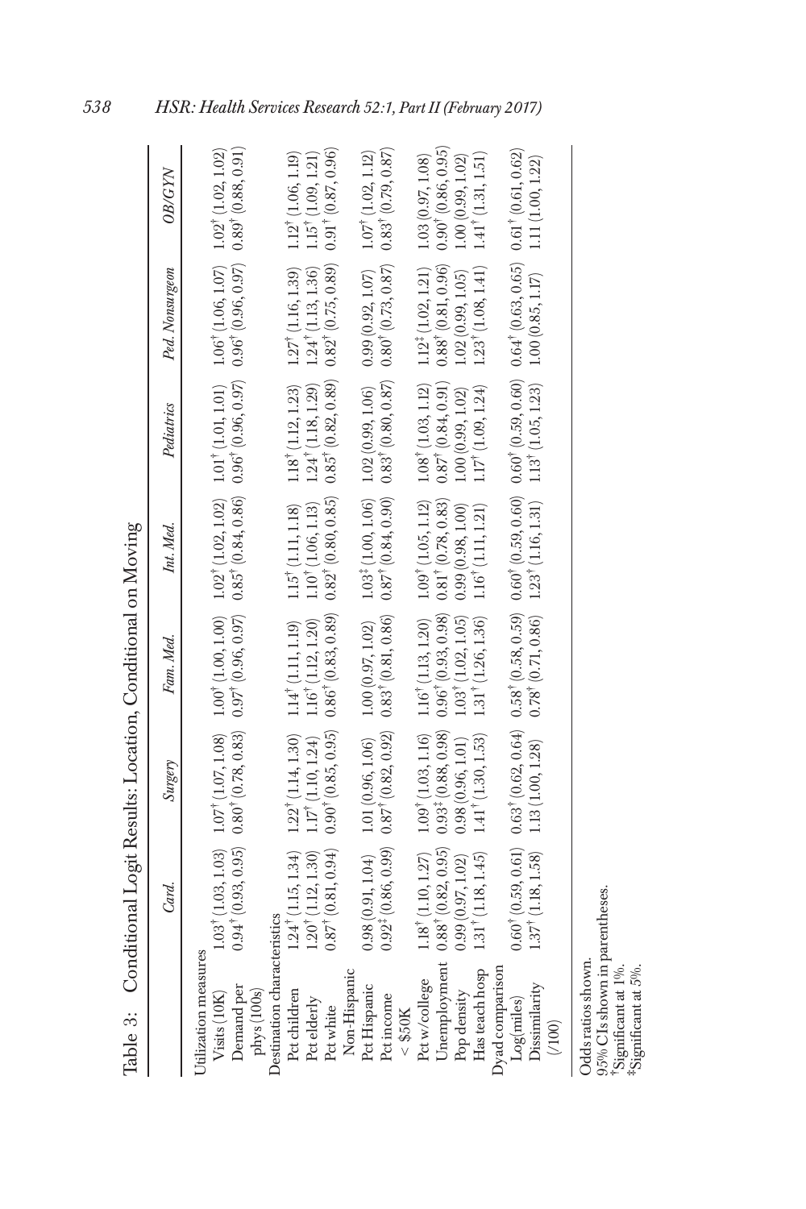Table 3: Conditional Logit Results: Location, Conditional on Moving

| | Card. | Surgery | Fam. Med. | Int. Med. | Pediatrics | Ped. Nonsurgeon | OB/GYN |
|---|---|---|---|---|---|---|---|
| Utilization measures | | | | | | | |
| Visits (10K) | 1.03† (1.03, 1.03) | 1.07† (1.07, 1.08) | 1.00† (1.00, 1.00) | 1.02† (1.02, 1.02) | 1.01† (1.01, 1.01) | 1.06† (1.06, 1.07) | 1.02† (1.02, 1.02) |
| Demand per phys (100s) | 0.94† (0.93, 0.95) | 0.80† (0.78, 0.83) | 0.97† (0.96, 0.97) | 0.85† (0.84, 0.86) | 0.96† (0.96, 0.97) | 0.96† (0.96, 0.97) | 0.89† (0.88, 0.91) |
| Destination characteristics | | | | | | | |
| Pct children | 1.24† (1.15, 1.34) | 1.22† (1.14, 1.30) | 1.14† (1.11, 1.19) | 1.15† (1.11, 1.18) | 1.18† (1.12, 1.23) | 1.27† (1.16, 1.39) | 1.12† (1.06, 1.19) |
| Pct elderly | 1.20† (1.12, 1.30) | 1.17† (1.10, 1.24) | 1.16† (1.12, 1.20) | 1.10† (1.06, 1.13) | 1.24† (1.18, 1.29) | 1.24† (1.13, 1.36) | 1.15† (1.09, 1.21) |
| Pct white Non-Hispanic | 0.87† (0.81, 0.94) | 0.90† (0.85, 0.95) | 0.86† (0.83, 0.89) | 0.82† (0.80, 0.85) | 0.85† (0.82, 0.89) | 0.82† (0.75, 0.89) | 0.91† (0.87, 0.96) |
| Pct Hispanic | 0.98 (0.91, 1.04) | 1.01 (0.96, 1.06) | 1.00 (0.97, 1.02) | 1.03‡ (1.00, 1.06) | 1.02 (0.99, 1.06) | 0.99 (0.92, 1.07) | 1.07† (1.02, 1.12) |
| Pct income < \$50K | 0.92‡ (0.86, 0.99) | 0.87† (0.82, 0.92) | 0.83† (0.81, 0.86) | 0.87† (0.84, 0.90) | 0.83† (0.80, 0.87) | 0.80† (0.73, 0.87) | 0.83† (0.79, 0.87) |
| Pct w/college | 1.18† (1.10, 1.27) | 1.09† (1.03, 1.16) | 1.16† (1.13, 1.20) | 1.09† (1.05, 1.12) | 1.08† (1.03, 1.12) | 1.12‡ (1.02, 1.21) | 1.03 (0.97, 1.08) |
| Unemployment | 0.88† (0.82, 0.95) | 0.93‡ (0.88, 0.98) | 0.96† (0.93, 0.98) | 0.81† (0.78, 0.83) | 0.87† (0.84, 0.91) | 0.88† (0.81, 0.96) | 0.90† (0.86, 0.95) |
| Pop density | 0.99 (0.97, 1.02) | 0.98 (0.96, 1.01) | 1.03† (1.02, 1.05) | 0.99 (0.98, 1.00) | 1.00 (0.99, 1.02) | 1.02 (0.99, 1.05) | 1.00 (0.99, 1.02) |
| Has teach hosp | 1.31† (1.18, 1.45) | 1.41† (1.30, 1.53) | 1.31† (1.26, 1.36) | 1.16† (1.11, 1.21) | 1.17† (1.09, 1.24) | 1.23† (1.08, 1.41) | 1.41† (1.31, 1.51) |
| Dyad comparison | | | | | | | |
| Log(miles) | 0.60† (0.59, 0.61) | 0.63† (0.62, 0.64) | 0.58† (0.58, 0.59) | 0.60† (0.59, 0.60) | 0.60† (0.59, 0.60) | 0.64† (0.63, 0.65) | 0.61† (0.61, 0.62) |
| Dissimilarity (/100) | 1.37† (1.18, 1.58) | 1.13 (1.00, 1.28) | 0.78† (0.71, 0.86) | 1.23† (1.16, 1.31) | 1.13† (1.05, 1.23) | 1.00 (0.85, 1.17) | 1.11 (1.00, 1.22) |

Odds ratios shown.
95% CIs shown in parentheses.
†Significant at 1%.
‡Significant at 5%.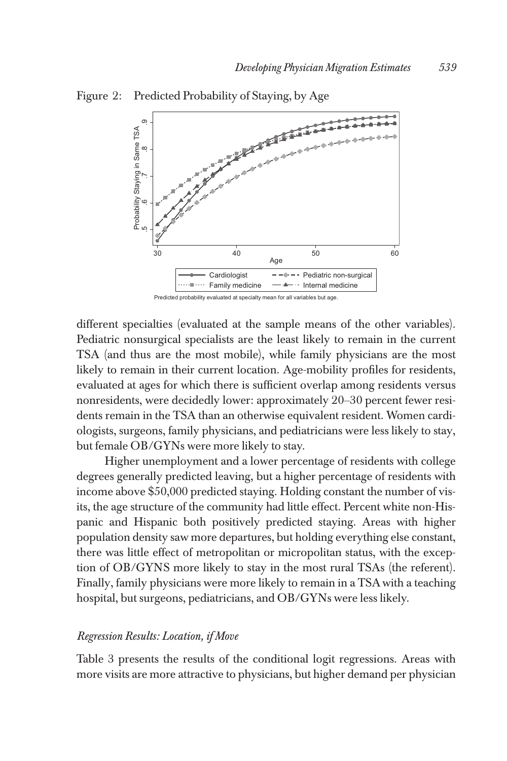Figure 2: Predicted Probability of Staying, by Age

Predicted probability evaluated at specialty mean for all variables but age.

different specialties (evaluated at the sample means of the other variables). Pediatric nonsurgical specialists are the least likely to remain in the current TSA (and thus are the most mobile), while family physicians are the most likely to remain in their current location. Age-mobility profiles for residents, evaluated at ages for which there is sufficient overlap among residents versus nonresidents, were decidedly lower: approximately 20–30 percent fewer residents remain in the TSA than an otherwise equivalent resident. Women cardiologists, surgeons, family physicians, and pediatricians were less likely to stay, but female OB/GYNs were more likely to stay.

Higher unemployment and a lower percentage of residents with college degrees generally predicted leaving, but a higher percentage of residents with income above $50,000 predicted staying. Holding constant the number of visits, the age structure of the community had little effect. Percent white non-Hispanic and Hispanic both positively predicted staying. Areas with higher population density saw more departures, but holding everything else constant, there was little effect of metropolitan or micropolitan status, with the exception of OB/GYNS more likely to stay in the most rural TSAs (the referent). Finally, family physicians were more likely to remain in a TSA with a teaching hospital, but surgeons, pediatricians, and OB/GYNs were less likely.

### *Regression Results: Location, if Move*

Table 3 presents the results of the conditional logit regressions. Areas with more visits are more attractive to physicians, but higher demand per physician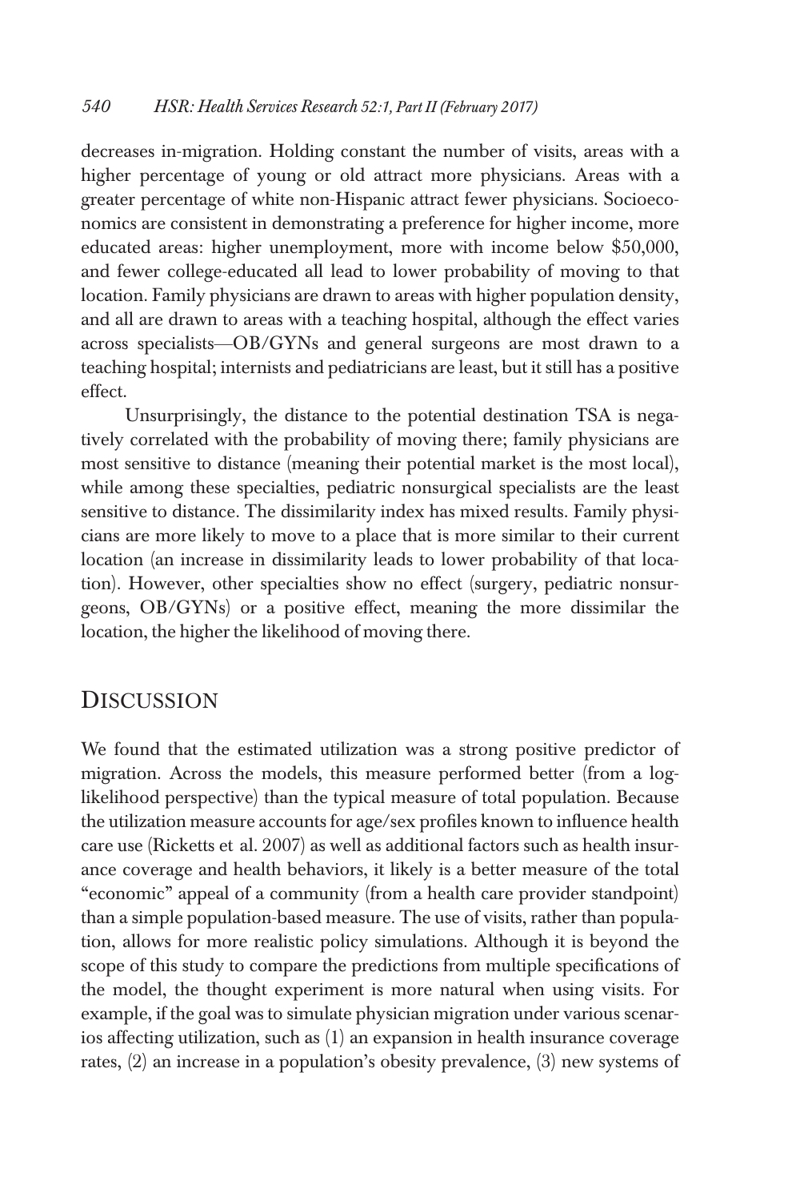decreases in-migration. Holding constant the number of visits, areas with a higher percentage of young or old attract more physicians. Areas with a greater percentage of white non-Hispanic attract fewer physicians. Socioeconomics are consistent in demonstrating a preference for higher income, more educated areas: higher unemployment, more with income below $50,000, and fewer college-educated all lead to lower probability of moving to that location. Family physicians are drawn to areas with higher population density, and all are drawn to areas with a teaching hospital, although the effect varies across specialists—OB/GYNs and general surgeons are most drawn to a teaching hospital; internists and pediatricians are least, but it still has a positive effect.

Unsurprisingly, the distance to the potential destination TSA is negatively correlated with the probability of moving there; family physicians are most sensitive to distance (meaning their potential market is the most local), while among these specialties, pediatric nonsurgical specialists are the least sensitive to distance. The dissimilarity index has mixed results. Family physicians are more likely to move to a place that is more similar to their current location (an increase in dissimilarity leads to lower probability of that location). However, other specialties show no effect (surgery, pediatric nonsurgeons, OB/GYNs) or a positive effect, meaning the more dissimilar the location, the higher the likelihood of moving there.

## Discussion

We found that the estimated utilization was a strong positive predictor of migration. Across the models, this measure performed better (from a log-likelihood perspective) than the typical measure of total population. Because the utilization measure accounts for age/sex profiles known to influence health care use (Ricketts et al. 2007) as well as additional factors such as health insurance coverage and health behaviors, it likely is a better measure of the total "economic" appeal of a community (from a health care provider standpoint) than a simple population-based measure. The use of visits, rather than population, allows for more realistic policy simulations. Although it is beyond the scope of this study to compare the predictions from multiple specifications of the model, the thought experiment is more natural when using visits. For example, if the goal was to simulate physician migration under various scenarios affecting utilization, such as (1) an expansion in health insurance coverage rates, (2) an increase in a population's obesity prevalence, (3) new systems of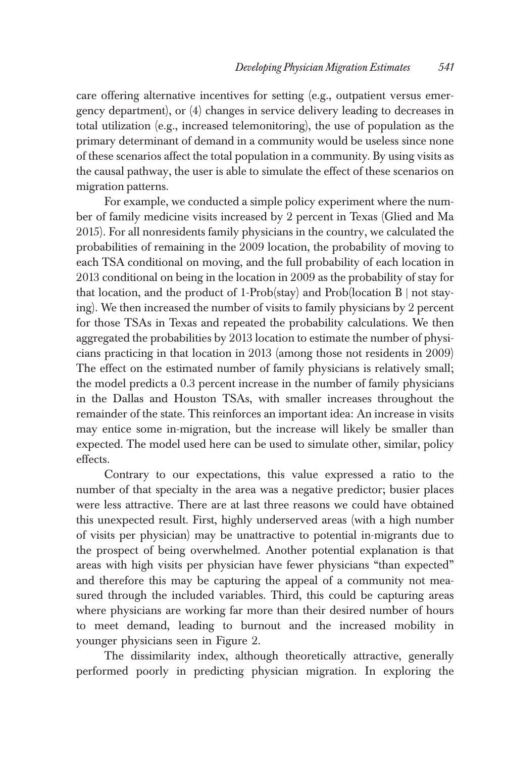care offering alternative incentives for setting (e.g., outpatient versus emergency department), or (4) changes in service delivery leading to decreases in total utilization (e.g., increased telemonitoring), the use of population as the primary determinant of demand in a community would be useless since none of these scenarios affect the total population in a community. By using visits as the causal pathway, the user is able to simulate the effect of these scenarios on migration patterns.

For example, we conducted a simple policy experiment where the number of family medicine visits increased by 2 percent in Texas (Glied and Ma 2015). For all nonresidents family physicians in the country, we calculated the probabilities of remaining in the 2009 location, the probability of moving to each TSA conditional on moving, and the full probability of each location in 2013 conditional on being in the location in 2009 as the probability of stay for that location, and the product of 1-Prob(stay) and Prob(location B | not staying). We then increased the number of visits to family physicians by 2 percent for those TSAs in Texas and repeated the probability calculations. We then aggregated the probabilities by 2013 location to estimate the number of physicians practicing in that location in 2013 (among those not residents in 2009) The effect on the estimated number of family physicians is relatively small; the model predicts a 0.3 percent increase in the number of family physicians in the Dallas and Houston TSAs, with smaller increases throughout the remainder of the state. This reinforces an important idea: An increase in visits may entice some in-migration, but the increase will likely be smaller than expected. The model used here can be used to simulate other, similar, policy effects.

Contrary to our expectations, this value expressed a ratio to the number of that specialty in the area was a negative predictor; busier places were less attractive. There are at last three reasons we could have obtained this unexpected result. First, highly underserved areas (with a high number of visits per physician) may be unattractive to potential in-migrants due to the prospect of being overwhelmed. Another potential explanation is that areas with high visits per physician have fewer physicians "than expected" and therefore this may be capturing the appeal of a community not measured through the included variables. Third, this could be capturing areas where physicians are working far more than their desired number of hours to meet demand, leading to burnout and the increased mobility in younger physicians seen in Figure 2.

The dissimilarity index, although theoretically attractive, generally performed poorly in predicting physician migration. In exploring the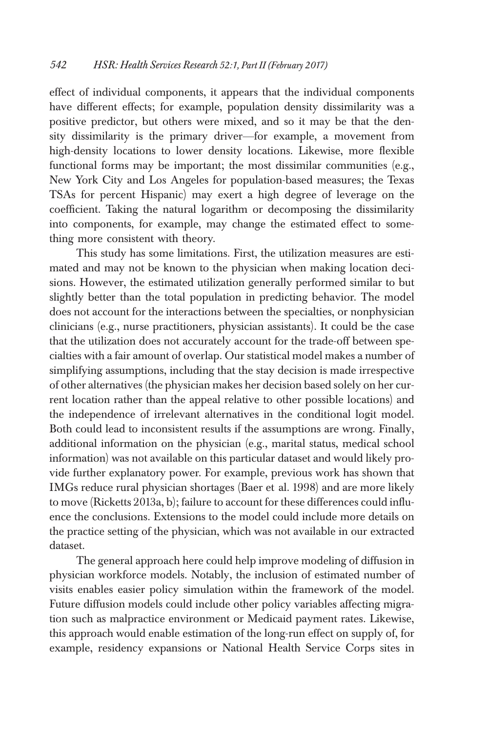effect of individual components, it appears that the individual components have different effects; for example, population density dissimilarity was a positive predictor, but others were mixed, and so it may be that the density dissimilarity is the primary driver—for example, a movement from high-density locations to lower density locations. Likewise, more flexible functional forms may be important; the most dissimilar communities (e.g., New York City and Los Angeles for population-based measures; the Texas TSAs for percent Hispanic) may exert a high degree of leverage on the coefficient. Taking the natural logarithm or decomposing the dissimilarity into components, for example, may change the estimated effect to something more consistent with theory.

This study has some limitations. First, the utilization measures are estimated and may not be known to the physician when making location decisions. However, the estimated utilization generally performed similar to but slightly better than the total population in predicting behavior. The model does not account for the interactions between the specialties, or nonphysician clinicians (e.g., nurse practitioners, physician assistants). It could be the case that the utilization does not accurately account for the trade-off between specialties with a fair amount of overlap. Our statistical model makes a number of simplifying assumptions, including that the stay decision is made irrespective of other alternatives (the physician makes her decision based solely on her current location rather than the appeal relative to other possible locations) and the independence of irrelevant alternatives in the conditional logit model. Both could lead to inconsistent results if the assumptions are wrong. Finally, additional information on the physician (e.g., marital status, medical school information) was not available on this particular dataset and would likely provide further explanatory power. For example, previous work has shown that IMGs reduce rural physician shortages (Baer et al. 1998) and are more likely to move (Ricketts 2013a, b); failure to account for these differences could influence the conclusions. Extensions to the model could include more details on the practice setting of the physician, which was not available in our extracted dataset.

The general approach here could help improve modeling of diffusion in physician workforce models. Notably, the inclusion of estimated number of visits enables easier policy simulation within the framework of the model. Future diffusion models could include other policy variables affecting migration such as malpractice environment or Medicaid payment rates. Likewise, this approach would enable estimation of the long-run effect on supply of, for example, residency expansions or National Health Service Corps sites in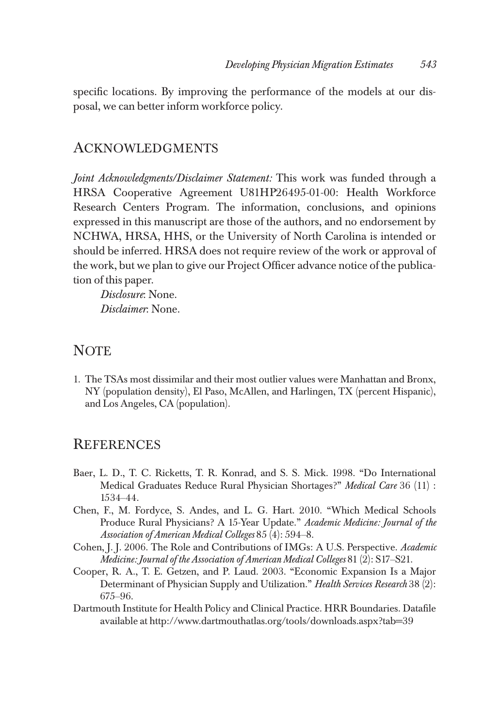specific locations. By improving the performance of the models at our disposal, we can better inform workforce policy.

## Acknowledgments

*Joint Acknowledgments/Disclaimer Statement:* This work was funded through a HRSA Cooperative Agreement U81HP26495-01-00: Health Workforce Research Centers Program. The information, conclusions, and opinions expressed in this manuscript are those of the authors, and no endorsement by NCHWA, HRSA, HHS, or the University of North Carolina is intended or should be inferred. HRSA does not require review of the work or approval of the work, but we plan to give our Project Officer advance notice of the publication of this paper.

*Disclosure*: None.
*Disclaimer*: None.

## Note

1. The TSAs most dissimilar and their most outlier values were Manhattan and Bronx, NY (population density), El Paso, McAllen, and Harlingen, TX (percent Hispanic), and Los Angeles, CA (population).

## References

Baer, L. D., T. C. Ricketts, T. R. Konrad, and S. S. Mick. 1998. "Do International Medical Graduates Reduce Rural Physician Shortages?" *Medical Care* 36 (11) : 1534–44.

Chen, F., M. Fordyce, S. Andes, and L. G. Hart. 2010. "Which Medical Schools Produce Rural Physicians? A 15-Year Update." *Academic Medicine: Journal of the Association of American Medical Colleges* 85 (4): 594–8.

Cohen, J. J. 2006. The Role and Contributions of IMGs: A U.S. Perspective. *Academic Medicine: Journal of the Association of American Medical Colleges* 81 (2): S17–S21.

Cooper, R. A., T. E. Getzen, and P. Laud. 2003. "Economic Expansion Is a Major Determinant of Physician Supply and Utilization." *Health Services Research* 38 (2): 675–96.

Dartmouth Institute for Health Policy and Clinical Practice. HRR Boundaries. Datafile available at http://www.dartmouthatlas.org/tools/downloads.aspx?tab=39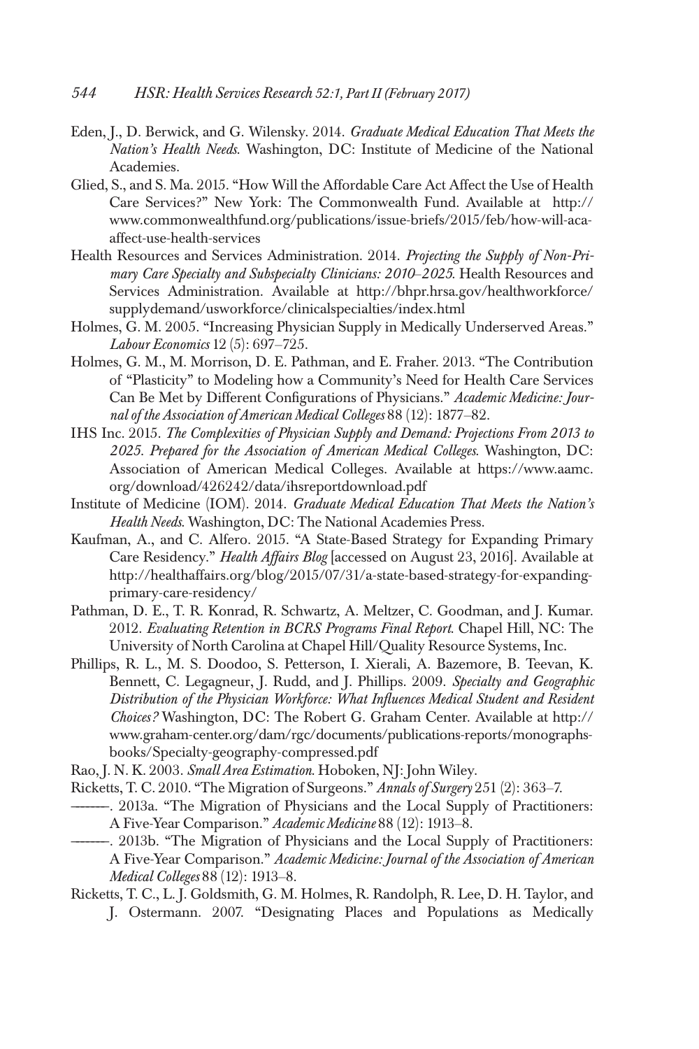Eden, J., D. Berwick, and G. Wilensky. 2014. *Graduate Medical Education That Meets the Nation's Health Needs*. Washington, DC: Institute of Medicine of the National Academies.

Glied, S., and S. Ma. 2015. "How Will the Affordable Care Act Affect the Use of Health Care Services?" New York: The Commonwealth Fund. Available at http://www.commonwealthfund.org/publications/issue-briefs/2015/feb/how-will-aca-affect-use-health-services

Health Resources and Services Administration. 2014. *Projecting the Supply of Non-Primary Care Specialty and Subspecialty Clinicians: 2010–2025*. Health Resources and Services Administration. Available at http://bhpr.hrsa.gov/healthworkforce/supplydemand/usworkforce/clinicalspecialties/index.html

Holmes, G. M. 2005. "Increasing Physician Supply in Medically Underserved Areas." *Labour Economics* 12 (5): 697–725.

Holmes, G. M., M. Morrison, D. E. Pathman, and E. Fraher. 2013. "The Contribution of "Plasticity" to Modeling how a Community's Need for Health Care Services Can Be Met by Different Configurations of Physicians." *Academic Medicine: Journal of the Association of American Medical Colleges* 88 (12): 1877–82.

IHS Inc. 2015. *The Complexities of Physician Supply and Demand: Projections From 2013 to 2025. Prepared for the Association of American Medical Colleges*. Washington, DC: Association of American Medical Colleges. Available at https://www.aamc.org/download/426242/data/ihsreportdownload.pdf

Institute of Medicine (IOM). 2014. *Graduate Medical Education That Meets the Nation's Health Needs*. Washington, DC: The National Academies Press.

Kaufman, A., and C. Alfero. 2015. "A State-Based Strategy for Expanding Primary Care Residency." *Health Affairs Blog* [accessed on August 23, 2016]. Available at http://healthaffairs.org/blog/2015/07/31/a-state-based-strategy-for-expanding-primary-care-residency/

Pathman, D. E., T. R. Konrad, R. Schwartz, A. Meltzer, C. Goodman, and J. Kumar. 2012. *Evaluating Retention in BCRS Programs Final Report*. Chapel Hill, NC: The University of North Carolina at Chapel Hill/Quality Resource Systems, Inc.

Phillips, R. L., M. S. Doodoo, S. Petterson, I. Xierali, A. Bazemore, B. Teevan, K. Bennett, C. Legagneur, J. Rudd, and J. Phillips. 2009. *Specialty and Geographic Distribution of the Physician Workforce: What Influences Medical Student and Resident Choices?* Washington, DC: The Robert G. Graham Center. Available at http://www.graham-center.org/dam/rgc/documents/publications-reports/monographs-books/Specialty-geography-compressed.pdf

Rao, J. N. K. 2003. *Small Area Estimation*. Hoboken, NJ: John Wiley.

Ricketts, T. C. 2010. "The Migration of Surgeons." *Annals of Surgery* 251 (2): 363–7.

———. 2013a. "The Migration of Physicians and the Local Supply of Practitioners: A Five-Year Comparison." *Academic Medicine* 88 (12): 1913–8.

———. 2013b. "The Migration of Physicians and the Local Supply of Practitioners: A Five-Year Comparison." *Academic Medicine: Journal of the Association of American Medical Colleges* 88 (12): 1913–8.

Ricketts, T. C., L. J. Goldsmith, G. M. Holmes, R. Randolph, R. Lee, D. H. Taylor, and J. Ostermann. 2007. "Designating Places and Populations as Medically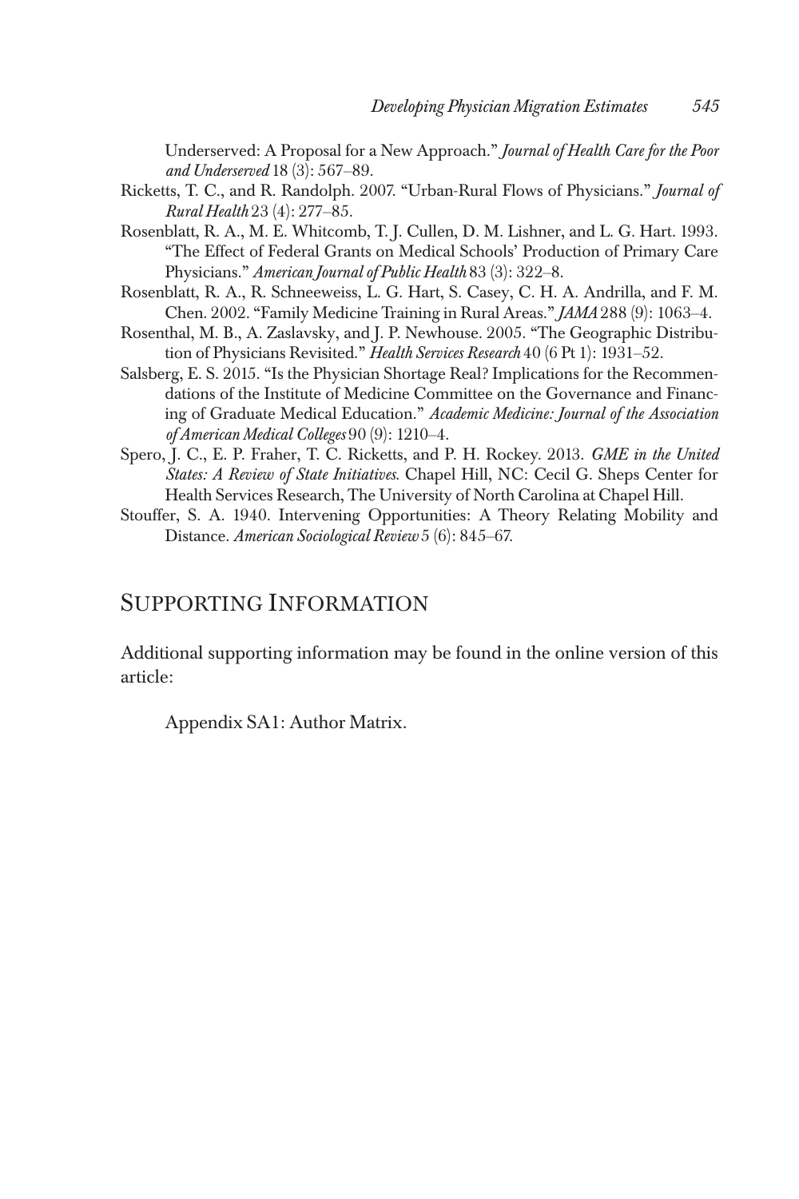Underserved: A Proposal for a New Approach." *Journal of Health Care for the Poor and Underserved* 18 (3): 567–89.

Ricketts, T. C., and R. Randolph. 2007. "Urban-Rural Flows of Physicians." *Journal of Rural Health* 23 (4): 277–85.

Rosenblatt, R. A., M. E. Whitcomb, T. J. Cullen, D. M. Lishner, and L. G. Hart. 1993. "The Effect of Federal Grants on Medical Schools' Production of Primary Care Physicians." *American Journal of Public Health* 83 (3): 322–8.

Rosenblatt, R. A., R. Schneeweiss, L. G. Hart, S. Casey, C. H. A. Andrilla, and F. M. Chen. 2002. "Family Medicine Training in Rural Areas." *JAMA* 288 (9): 1063–4.

Rosenthal, M. B., A. Zaslavsky, and J. P. Newhouse. 2005. "The Geographic Distribution of Physicians Revisited." *Health Services Research* 40 (6 Pt 1): 1931–52.

Salsberg, E. S. 2015. "Is the Physician Shortage Real? Implications for the Recommendations of the Institute of Medicine Committee on the Governance and Financing of Graduate Medical Education." *Academic Medicine: Journal of the Association of American Medical Colleges* 90 (9): 1210–4.

Spero, J. C., E. P. Fraher, T. C. Ricketts, and P. H. Rockey. 2013. *GME in the United States: A Review of State Initiatives.* Chapel Hill, NC: Cecil G. Sheps Center for Health Services Research, The University of North Carolina at Chapel Hill.

Stouffer, S. A. 1940. Intervening Opportunities: A Theory Relating Mobility and Distance. *American Sociological Review* 5 (6): 845–67.

## Supporting Information

Additional supporting information may be found in the online version of this article:

Appendix SA1: Author Matrix.